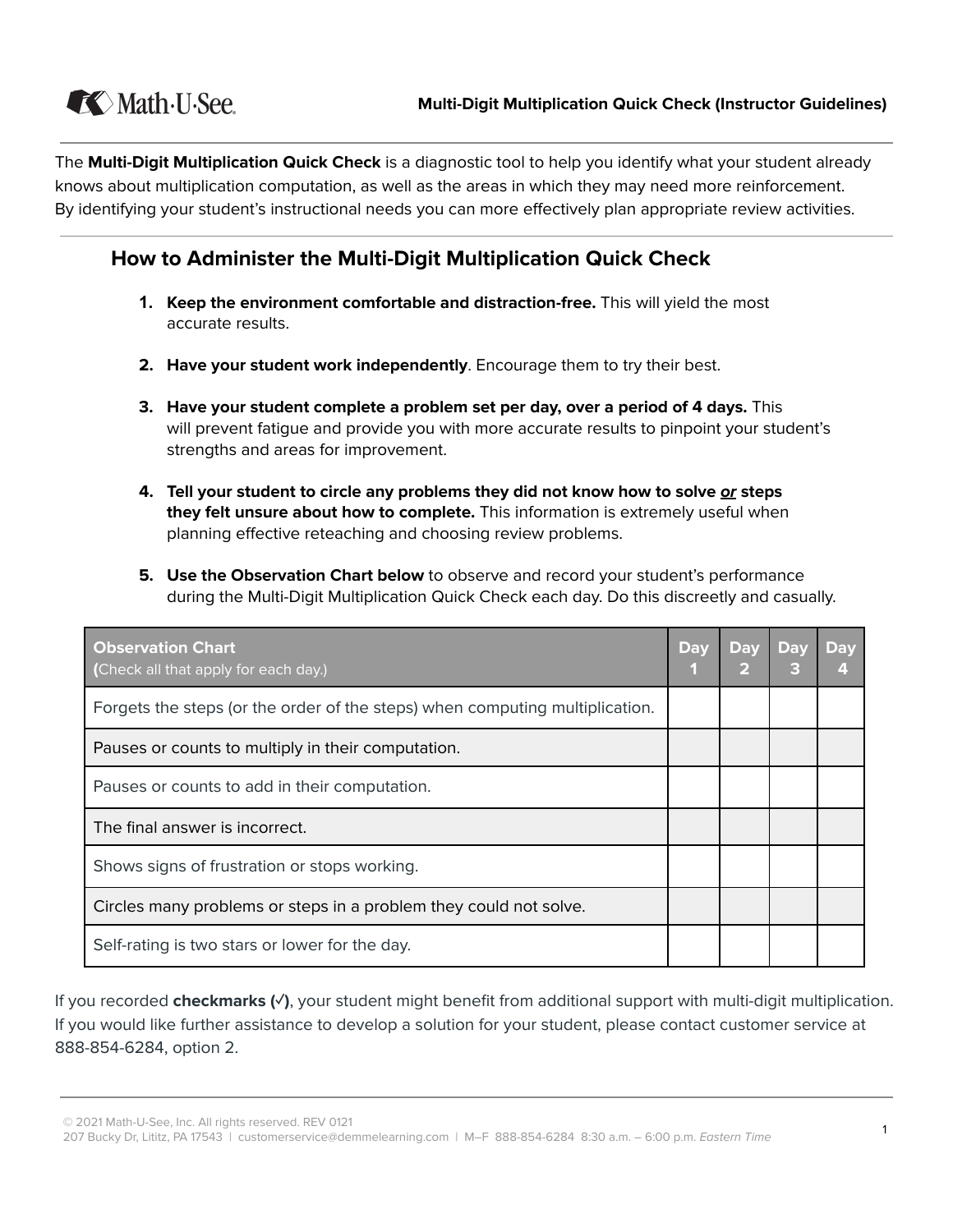The **Multi-Digit Multiplication Quick Check** is a diagnostic tool to help you identify what your student already knows about multiplication computation, as well as the areas in which they may need more reinforcement. By identifying your student's instructional needs you can more effectively plan appropriate review activities.

## How to Administer the Multi-Digit Multiplication Quick Check

1. **Keep the environment comfortable and distraction-free.** This will yield the most accurate results.
2. **Have your student work independently**. Encourage them to try their best.
3. **Have your student complete a problem set per day, over a period of 4 days.** This will prevent fatigue and provide you with more accurate results to pinpoint your student's strengths and areas for improvement.
4. **Tell your student to circle any problems they did not know how to solve *or* steps they felt unsure about how to complete.** This information is extremely useful when planning effective reteaching and choosing review problems.
5. **Use the Observation Chart below** to observe and record your student's performance during the Multi-Digit Multiplication Quick Check each day. Do this discreetly and casually.

| **Observation Chart** (Check all that apply for each day.) | Day 1 | Day 2 | Day 3 | Day 4 |
|---|---|---|---|---|
| Forgets the steps (or the order of the steps) when computing multiplication. | | | | |
| Pauses or counts to multiply in their computation. | | | | |
| Pauses or counts to add in their computation. | | | | |
| The final answer is incorrect. | | | | |
| Shows signs of frustration or stops working. | | | | |
| Circles many problems or steps in a problem they could not solve. | | | | |
| Self-rating is two stars or lower for the day. | | | | |

If you recorded **checkmarks (✓)**, your student might benefit from additional support with multi-digit multiplication. If you would like further assistance to develop a solution for your student, please contact customer service at 888-854-6284, option 2.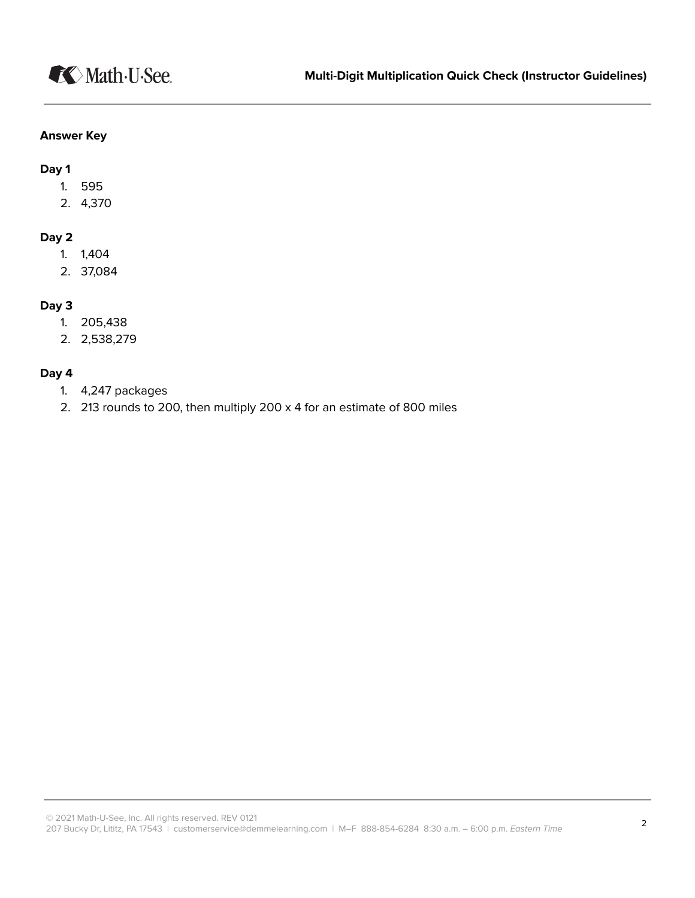**Answer Key**

**Day 1**

1. 595
2. 4,370

**Day 2**

1. 1,404
2. 37,084

**Day 3**

1. 205,438
2. 2,538,279

**Day 4**

1. 4,247 packages
2. 213 rounds to 200, then multiply 200 x 4 for an estimate of 800 miles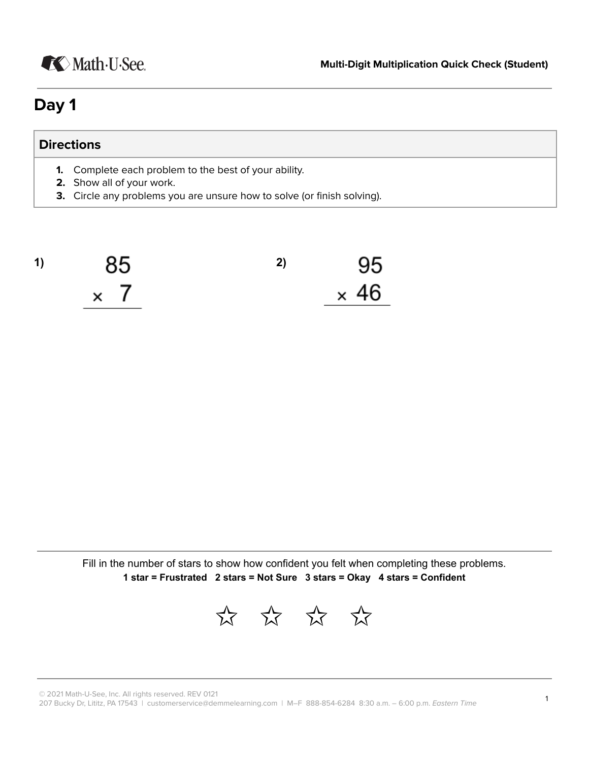**Multi-Digit Multiplication Quick Check (Student)**

# Day 1

| Directions |
| --- |
| 1. Complete each problem to the best of your ability.<br>2. Show all of your work.<br>3. Circle any problems you are unsure how to solve (or finish solving). |

**1)**

$$\begin{array}{r} 85 \\ \times\ \ 7 \\ \hline \end{array}$$

**2)**

$$\begin{array}{r} 95 \\ \times\ 46 \\ \hline \end{array}$$

Fill in the number of stars to show how confident you felt when completing these problems.

**1 star = Frustrated   2 stars = Not Sure   3 stars = Okay   4 stars = Confident**

☆ ☆ ☆ ☆

© 2021 Math-U-See, Inc. All rights reserved. REV 0121
207 Bucky Dr, Lititz, PA 17543 | customerservice@demmelearning.com | M–F 888-854-6284 8:30 a.m. – 6:00 p.m. *Eastern Time*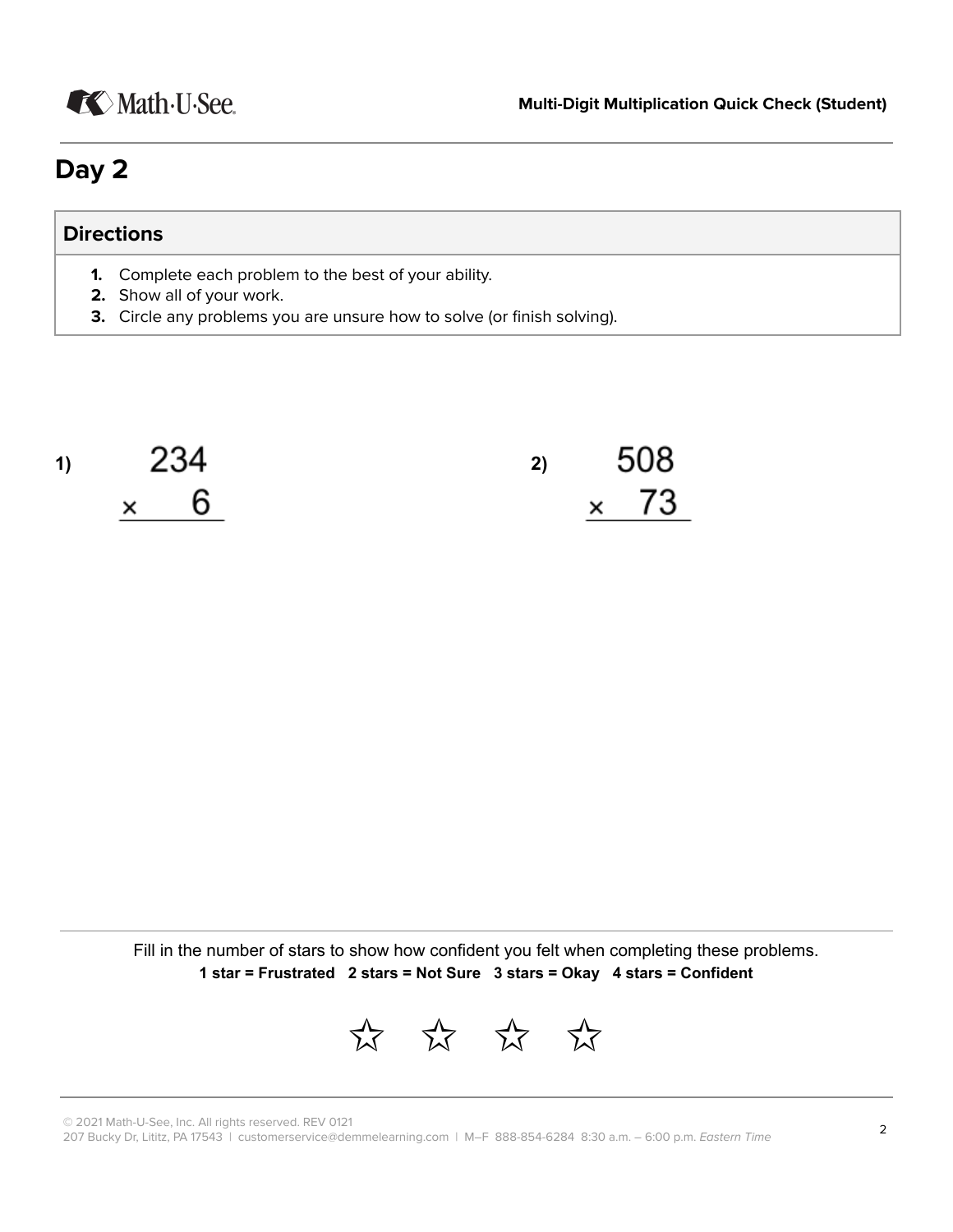# Day 2

| Directions |
| --- |
| **1.** Complete each problem to the best of your ability.<br>**2.** Show all of your work.<br>**3.** Circle any problems you are unsure how to solve (or finish solving). |

**1)**

$$\begin{array}{r} 234 \\ \times \quad 6 \\ \hline \end{array}$$

**2)**

$$\begin{array}{r} 508 \\ \times \quad 73 \\ \hline \end{array}$$

Fill in the number of stars to show how confident you felt when completing these problems.

**1 star = Frustrated 2 stars = Not Sure 3 stars = Okay 4 stars = Confident**

☆ ☆ ☆ ☆

© 2021 Math-U-See, Inc. All rights reserved. REV 0121
207 Bucky Dr, Lititz, PA 17543 | customerservice@demmelearning.com | M–F 888-854-6284 8:30 a.m. – 6:00 p.m. *Eastern Time*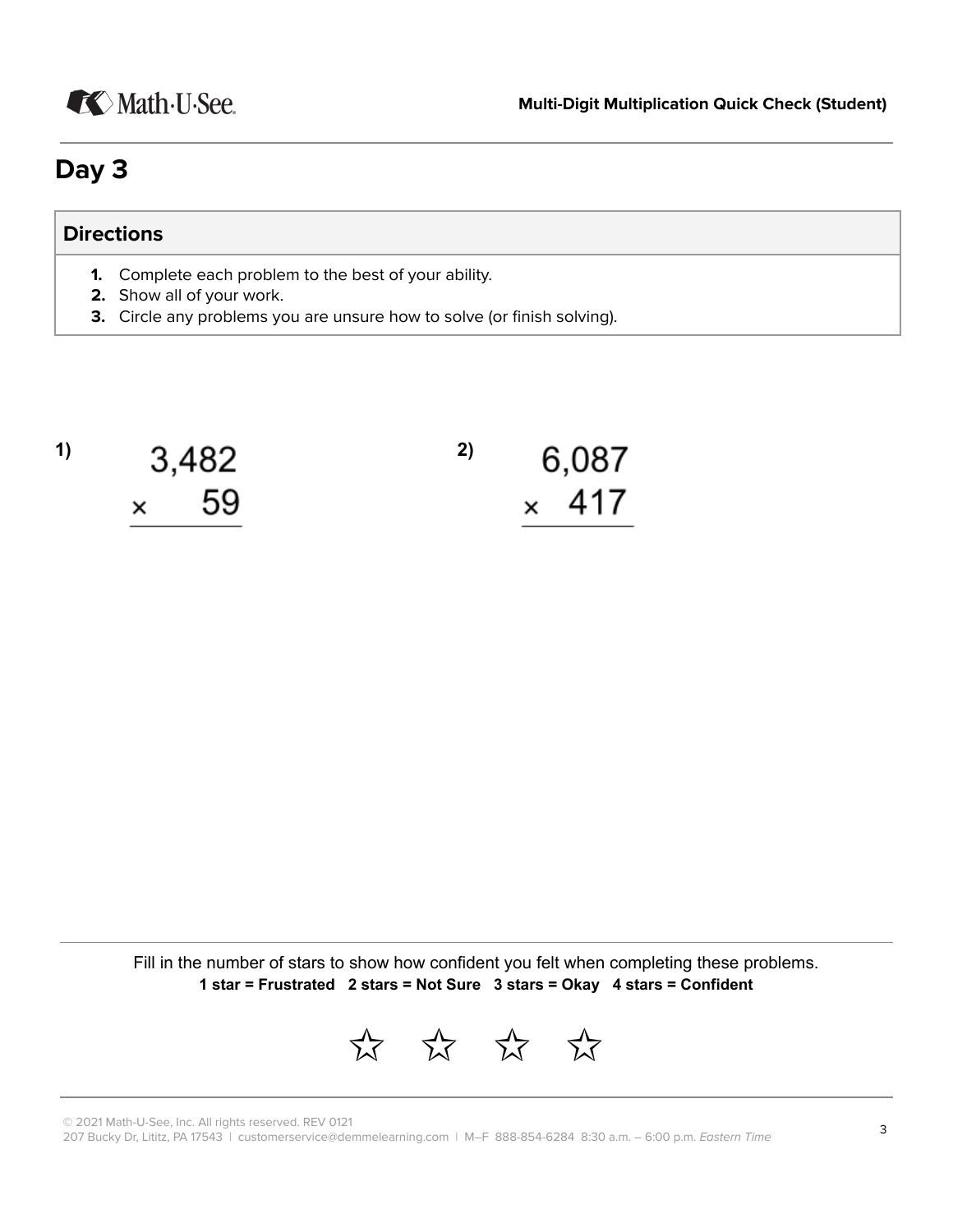# Day 3

## Directions

1. Complete each problem to the best of your ability.
2. Show all of your work.
3. Circle any problems you are unsure how to solve (or finish solving).

**1)**

$$\begin{array}{r} 3{,}482 \\ \times \quad 59 \\ \hline \end{array}$$

**2)**

$$\begin{array}{r} 6{,}087 \\ \times \;\; 417 \\ \hline \end{array}$$

Fill in the number of stars to show how confident you felt when completing these problems.

**1 star = Frustrated 2 stars = Not Sure 3 stars = Okay 4 stars = Confident**

☆ ☆ ☆ ☆

© 2021 Math-U-See, Inc. All rights reserved. REV 0121
207 Bucky Dr, Lititz, PA 17543 | customerservice@demmelearning.com | M–F 888-854-6284 8:30 a.m. – 6:00 p.m. *Eastern Time*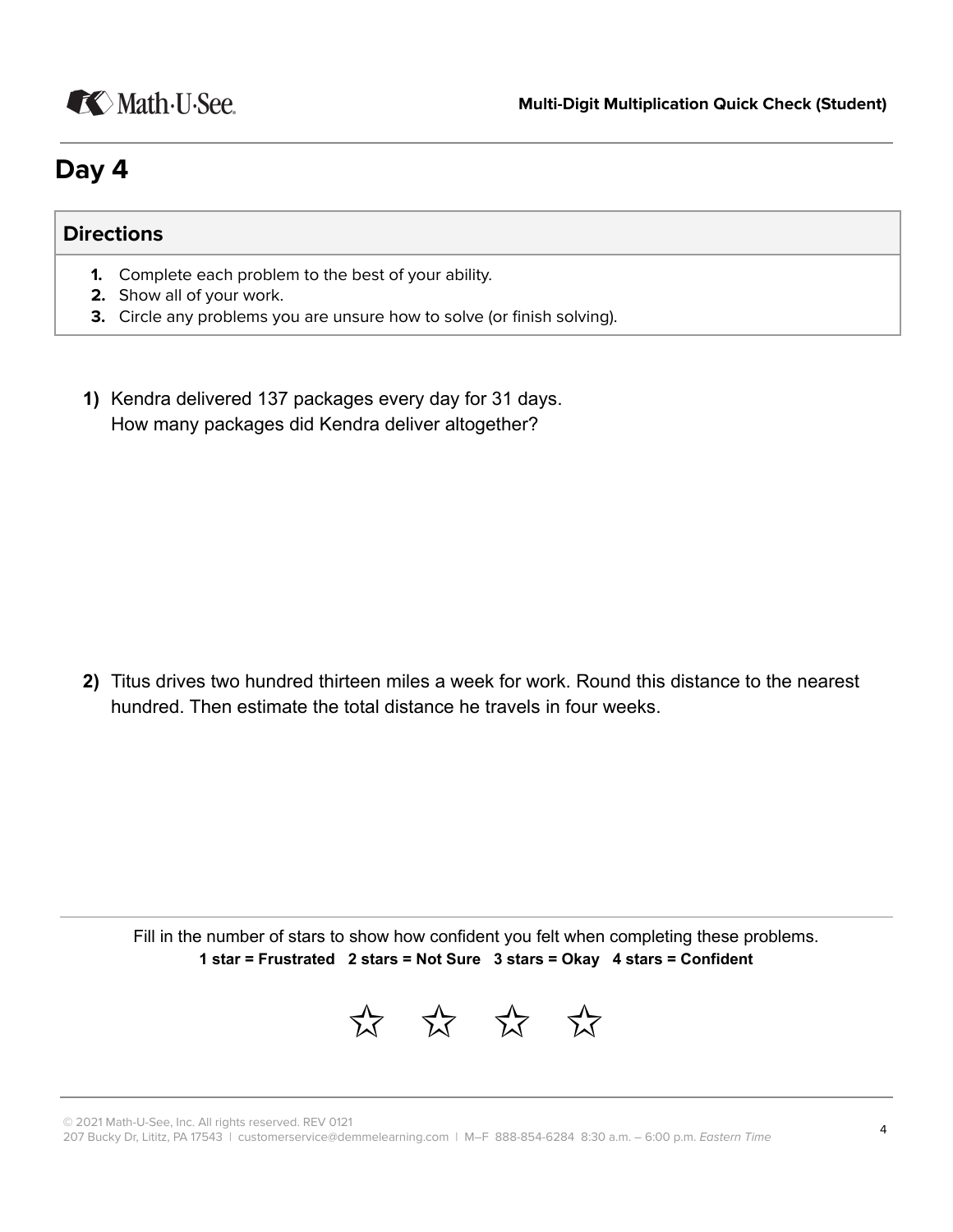# Day 4

## Directions

1. Complete each problem to the best of your ability.
2. Show all of your work.
3. Circle any problems you are unsure how to solve (or finish solving).

**1)** Kendra delivered 137 packages every day for 31 days.
How many packages did Kendra deliver altogether?

**2)** Titus drives two hundred thirteen miles a week for work. Round this distance to the nearest hundred. Then estimate the total distance he travels in four weeks.

Fill in the number of stars to show how confident you felt when completing these problems.

**1 star = Frustrated 2 stars = Not Sure 3 stars = Okay 4 stars = Confident**

☆ ☆ ☆ ☆